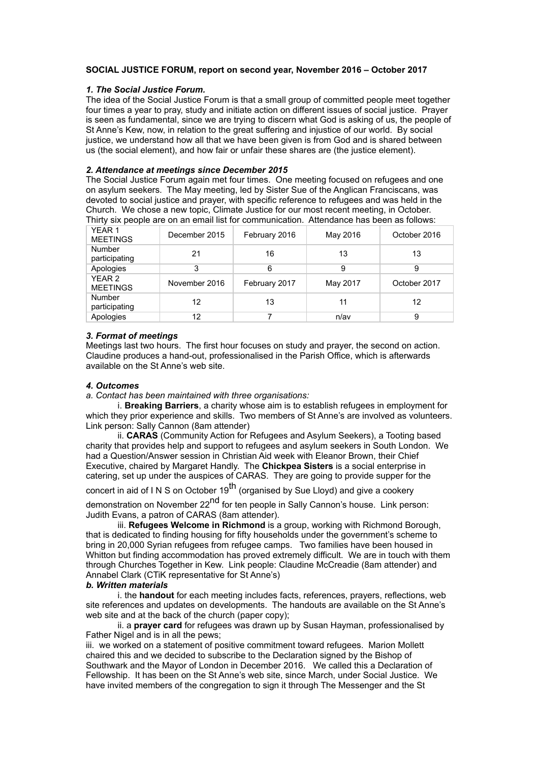**SOCIAL JUSTICE FORUM, report on second year, November 2016 – October 2017**

***1. The Social Justice Forum.***

The idea of the Social Justice Forum is that a small group of committed people meet together four times a year to pray, study and initiate action on different issues of social justice. Prayer is seen as fundamental, since we are trying to discern what God is asking of us, the people of St Anne's Kew, now, in relation to the great suffering and injustice of our world. By social justice, we understand how all that we have been given is from God and is shared between us (the social element), and how fair or unfair these shares are (the justice element).

***2. Attendance at meetings since December 2015***

The Social Justice Forum again met four times. One meeting focused on refugees and one on asylum seekers. The May meeting, led by Sister Sue of the Anglican Franciscans, was devoted to social justice and prayer, with specific reference to refugees and was held in the Church. We chose a new topic, Climate Justice for our most recent meeting, in October. Thirty six people are on an email list for communication. Attendance has been as follows:

| YEAR 1 MEETINGS | December 2015 | February 2016 | May 2016 | October 2016 |
|---|---|---|---|---|
| Number participating | 21 | 16 | 13 | 13 |
| Apologies | 3 | 6 | 9 | 9 |
| YEAR 2 MEETINGS | November 2016 | February 2017 | May 2017 | October 2017 |
| Number participating | 12 | 13 | 11 | 12 |
| Apologies | 12 | 7 | n/av | 9 |

***3. Format of meetings***

Meetings last two hours. The first hour focuses on study and prayer, the second on action. Claudine produces a hand-out, professionalised in the Parish Office, which is afterwards available on the St Anne's web site.

***4. Outcomes***

*a. Contact has been maintained with three organisations:*

i. **Breaking Barriers**, a charity whose aim is to establish refugees in employment for which they prior experience and skills. Two members of St Anne's are involved as volunteers. Link person: Sally Cannon (8am attender)

ii. **CARAS** (Community Action for Refugees and Asylum Seekers), a Tooting based charity that provides help and support to refugees and asylum seekers in South London. We had a Question/Answer session in Christian Aid week with Eleanor Brown, their Chief Executive, chaired by Margaret Handly. The **Chickpea Sisters** is a social enterprise in catering, set up under the auspices of CARAS. They are going to provide supper for the concert in aid of I N S on October 19th (organised by Sue Lloyd) and give a cookery demonstration on November 22nd for ten people in Sally Cannon's house. Link person: Judith Evans, a patron of CARAS (8am attender).

iii. **Refugees Welcome in Richmond** is a group, working with Richmond Borough, that is dedicated to finding housing for fifty households under the government's scheme to bring in 20,000 Syrian refugees from refugee camps. Two families have been housed in Whitton but finding accommodation has proved extremely difficult. We are in touch with them through Churches Together in Kew. Link people: Claudine McCreadie (8am attender) and Annabel Clark (CTiK representative for St Anne's)

***b. Written materials***

i. the **handout** for each meeting includes facts, references, prayers, reflections, web site references and updates on developments. The handouts are available on the St Anne's web site and at the back of the church (paper copy);

ii. a **prayer card** for refugees was drawn up by Susan Hayman, professionalised by Father Nigel and is in all the pews;

iii. we worked on a statement of positive commitment toward refugees. Marion Mollett chaired this and we decided to subscribe to the Declaration signed by the Bishop of Southwark and the Mayor of London in December 2016. We called this a Declaration of Fellowship. It has been on the St Anne's web site, since March, under Social Justice. We have invited members of the congregation to sign it through The Messenger and the St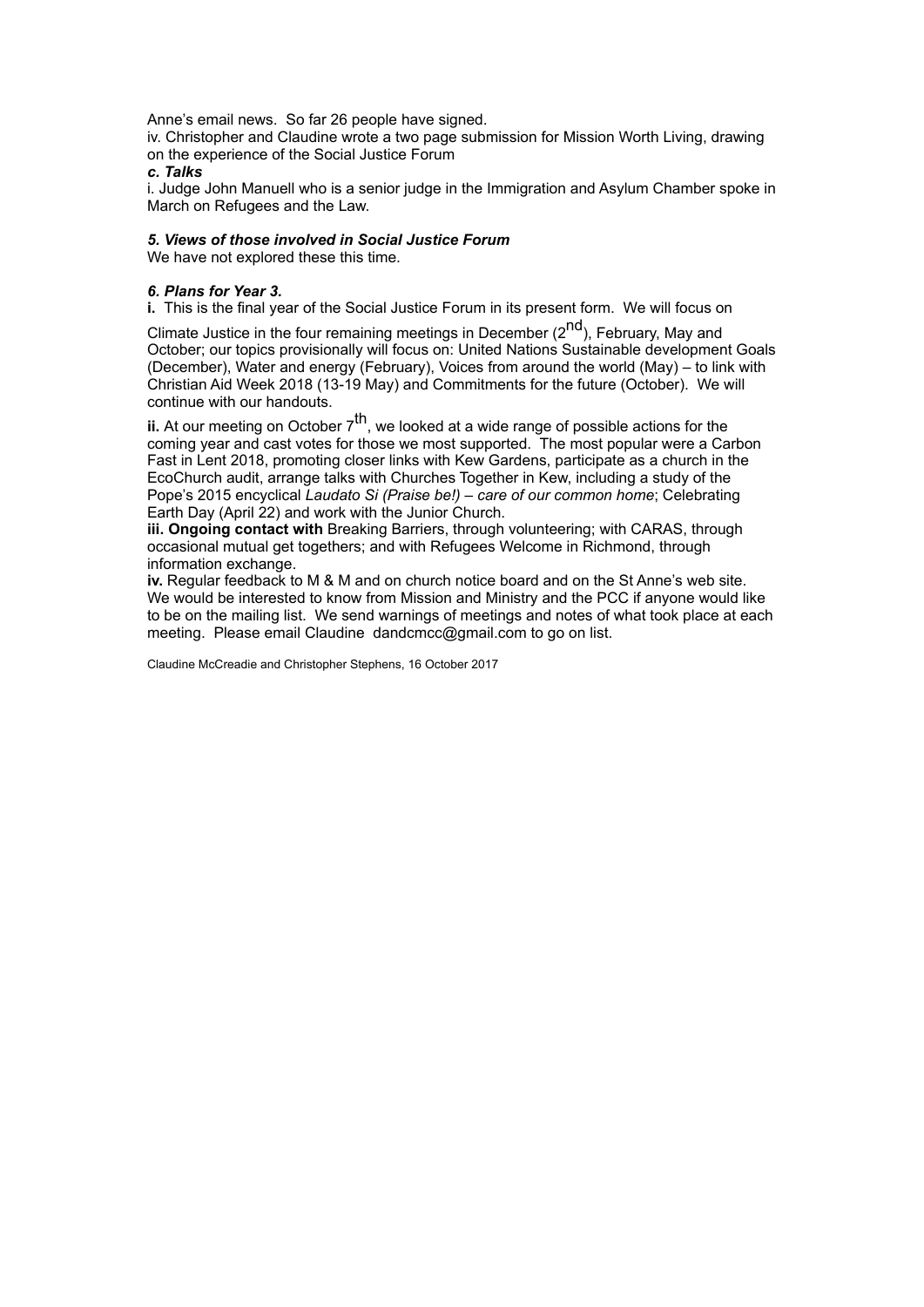Anne's email news. So far 26 people have signed.

iv. Christopher and Claudine wrote a two page submission for Mission Worth Living, drawing on the experience of the Social Justice Forum

***c. Talks***

i. Judge John Manuell who is a senior judge in the Immigration and Asylum Chamber spoke in March on Refugees and the Law.

***5. Views of those involved in Social Justice Forum***

We have not explored these this time.

***6. Plans for Year 3.***

**i.** This is the final year of the Social Justice Forum in its present form. We will focus on Climate Justice in the four remaining meetings in December (2nd), February, May and October; our topics provisionally will focus on: United Nations Sustainable development Goals (December), Water and energy (February), Voices from around the world (May) – to link with Christian Aid Week 2018 (13-19 May) and Commitments for the future (October). We will continue with our handouts.

**ii.** At our meeting on October 7th, we looked at a wide range of possible actions for the coming year and cast votes for those we most supported. The most popular were a Carbon Fast in Lent 2018, promoting closer links with Kew Gardens, participate as a church in the EcoChurch audit, arrange talks with Churches Together in Kew, including a study of the Pope's 2015 encyclical *Laudato Si (Praise be!) – care of our common home*; Celebrating Earth Day (April 22) and work with the Junior Church.

**iii. Ongoing contact with** Breaking Barriers, through volunteering; with CARAS, through occasional mutual get togethers; and with Refugees Welcome in Richmond, through information exchange.

**iv.** Regular feedback to M & M and on church notice board and on the St Anne's web site. We would be interested to know from Mission and Ministry and the PCC if anyone would like to be on the mailing list. We send warnings of meetings and notes of what took place at each meeting. Please email Claudine dandcmcc@gmail.com to go on list.

Claudine McCreadie and Christopher Stephens, 16 October 2017